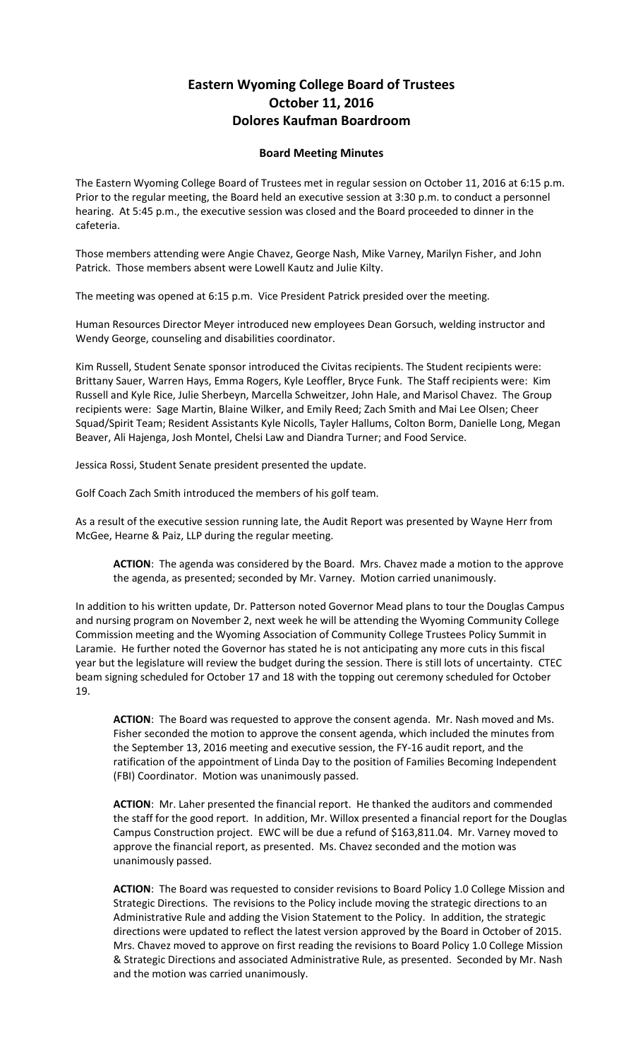# Eastern Wyoming College Board of Trustees
# October 11, 2016
# Dolores Kaufman Boardroom

## Board Meeting Minutes

The Eastern Wyoming College Board of Trustees met in regular session on October 11, 2016 at 6:15 p.m. Prior to the regular meeting, the Board held an executive session at 3:30 p.m. to conduct a personnel hearing. At 5:45 p.m., the executive session was closed and the Board proceeded to dinner in the cafeteria.

Those members attending were Angie Chavez, George Nash, Mike Varney, Marilyn Fisher, and John Patrick. Those members absent were Lowell Kautz and Julie Kilty.

The meeting was opened at 6:15 p.m. Vice President Patrick presided over the meeting.

Human Resources Director Meyer introduced new employees Dean Gorsuch, welding instructor and Wendy George, counseling and disabilities coordinator.

Kim Russell, Student Senate sponsor introduced the Civitas recipients. The Student recipients were: Brittany Sauer, Warren Hays, Emma Rogers, Kyle Leoffler, Bryce Funk. The Staff recipients were: Kim Russell and Kyle Rice, Julie Sherbeyn, Marcella Schweitzer, John Hale, and Marisol Chavez. The Group recipients were: Sage Martin, Blaine Wilker, and Emily Reed; Zach Smith and Mai Lee Olsen; Cheer Squad/Spirit Team; Resident Assistants Kyle Nicolls, Tayler Hallums, Colton Borm, Danielle Long, Megan Beaver, Ali Hajenga, Josh Montel, Chelsi Law and Diandra Turner; and Food Service.

Jessica Rossi, Student Senate president presented the update.

Golf Coach Zach Smith introduced the members of his golf team.

As a result of the executive session running late, the Audit Report was presented by Wayne Herr from McGee, Hearne & Paiz, LLP during the regular meeting.

> **ACTION**: The agenda was considered by the Board. Mrs. Chavez made a motion to the approve the agenda, as presented; seconded by Mr. Varney. Motion carried unanimously.

In addition to his written update, Dr. Patterson noted Governor Mead plans to tour the Douglas Campus and nursing program on November 2, next week he will be attending the Wyoming Community College Commission meeting and the Wyoming Association of Community College Trustees Policy Summit in Laramie. He further noted the Governor has stated he is not anticipating any more cuts in this fiscal year but the legislature will review the budget during the session. There is still lots of uncertainty. CTEC beam signing scheduled for October 17 and 18 with the topping out ceremony scheduled for October 19.

> **ACTION**: The Board was requested to approve the consent agenda. Mr. Nash moved and Ms. Fisher seconded the motion to approve the consent agenda, which included the minutes from the September 13, 2016 meeting and executive session, the FY-16 audit report, and the ratification of the appointment of Linda Day to the position of Families Becoming Independent (FBI) Coordinator. Motion was unanimously passed.

> **ACTION**: Mr. Laher presented the financial report. He thanked the auditors and commended the staff for the good report. In addition, Mr. Willox presented a financial report for the Douglas Campus Construction project. EWC will be due a refund of $163,811.04. Mr. Varney moved to approve the financial report, as presented. Ms. Chavez seconded and the motion was unanimously passed.

> **ACTION**: The Board was requested to consider revisions to Board Policy 1.0 College Mission and Strategic Directions. The revisions to the Policy include moving the strategic directions to an Administrative Rule and adding the Vision Statement to the Policy. In addition, the strategic directions were updated to reflect the latest version approved by the Board in October of 2015. Mrs. Chavez moved to approve on first reading the revisions to Board Policy 1.0 College Mission & Strategic Directions and associated Administrative Rule, as presented. Seconded by Mr. Nash and the motion was carried unanimously.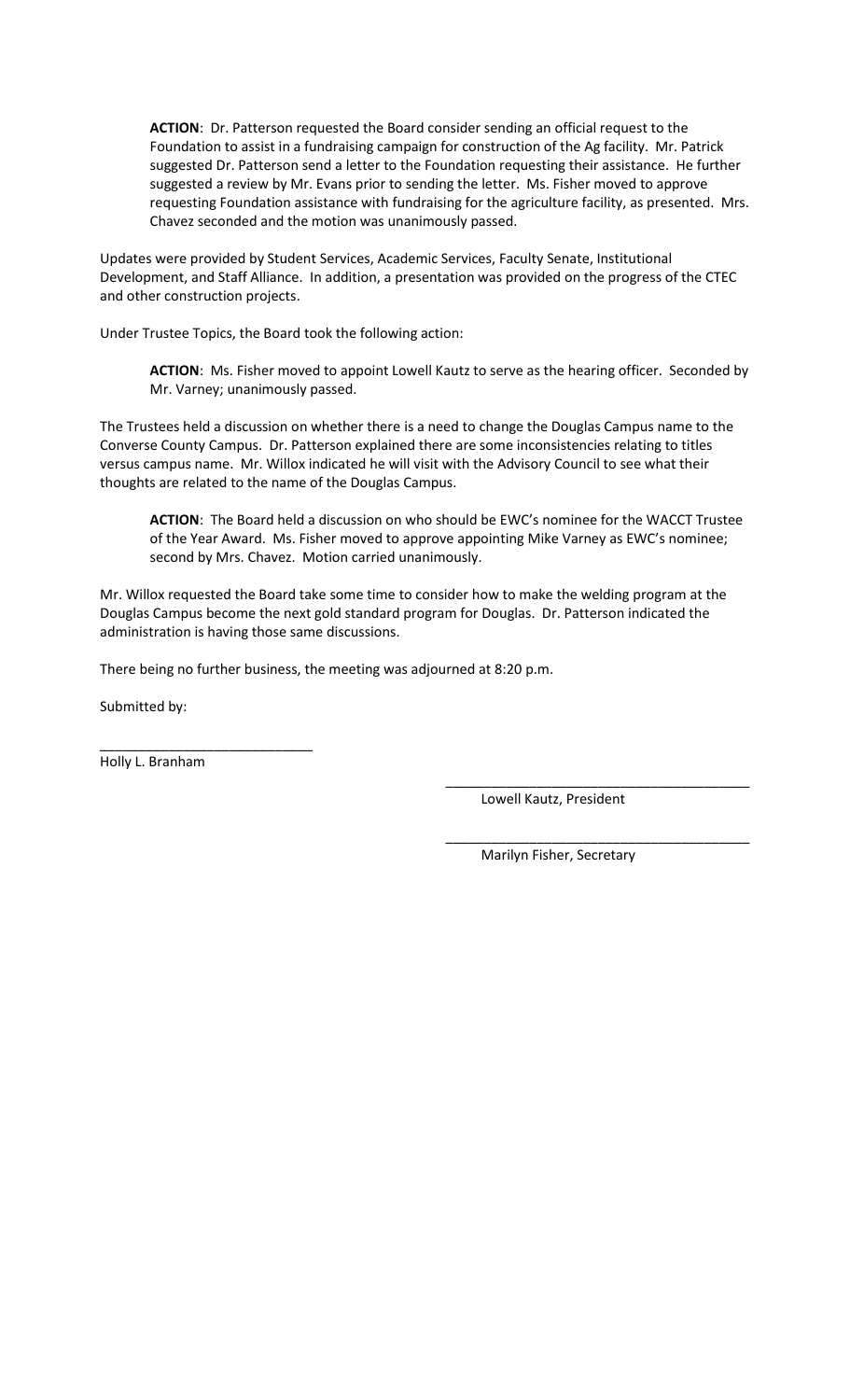> **ACTION**: Dr. Patterson requested the Board consider sending an official request to the Foundation to assist in a fundraising campaign for construction of the Ag facility. Mr. Patrick suggested Dr. Patterson send a letter to the Foundation requesting their assistance. He further suggested a review by Mr. Evans prior to sending the letter. Ms. Fisher moved to approve requesting Foundation assistance with fundraising for the agriculture facility, as presented. Mrs. Chavez seconded and the motion was unanimously passed.

Updates were provided by Student Services, Academic Services, Faculty Senate, Institutional Development, and Staff Alliance. In addition, a presentation was provided on the progress of the CTEC and other construction projects.

Under Trustee Topics, the Board took the following action:

> **ACTION**: Ms. Fisher moved to appoint Lowell Kautz to serve as the hearing officer. Seconded by Mr. Varney; unanimously passed.

The Trustees held a discussion on whether there is a need to change the Douglas Campus name to the Converse County Campus. Dr. Patterson explained there are some inconsistencies relating to titles versus campus name. Mr. Willox indicated he will visit with the Advisory Council to see what their thoughts are related to the name of the Douglas Campus.

> **ACTION**: The Board held a discussion on who should be EWC's nominee for the WACCT Trustee of the Year Award. Ms. Fisher moved to approve appointing Mike Varney as EWC's nominee; second by Mrs. Chavez. Motion carried unanimously.

Mr. Willox requested the Board take some time to consider how to make the welding program at the Douglas Campus become the next gold standard program for Douglas. Dr. Patterson indicated the administration is having those same discussions.

There being no further business, the meeting was adjourned at 8:20 p.m.

Submitted by:

\_\_\_\_\_\_\_\_\_\_\_\_\_\_\_\_\_\_\_\_\_\_\_\_\_\_\_\_
Holly L. Branham

\_\_\_\_\_\_\_\_\_\_\_\_\_\_\_\_\_\_\_\_\_\_\_\_\_\_\_\_\_\_\_\_\_\_\_\_\_\_\_\_
Lowell Kautz, President

\_\_\_\_\_\_\_\_\_\_\_\_\_\_\_\_\_\_\_\_\_\_\_\_\_\_\_\_\_\_\_\_\_\_\_\_\_\_\_\_
Marilyn Fisher, Secretary